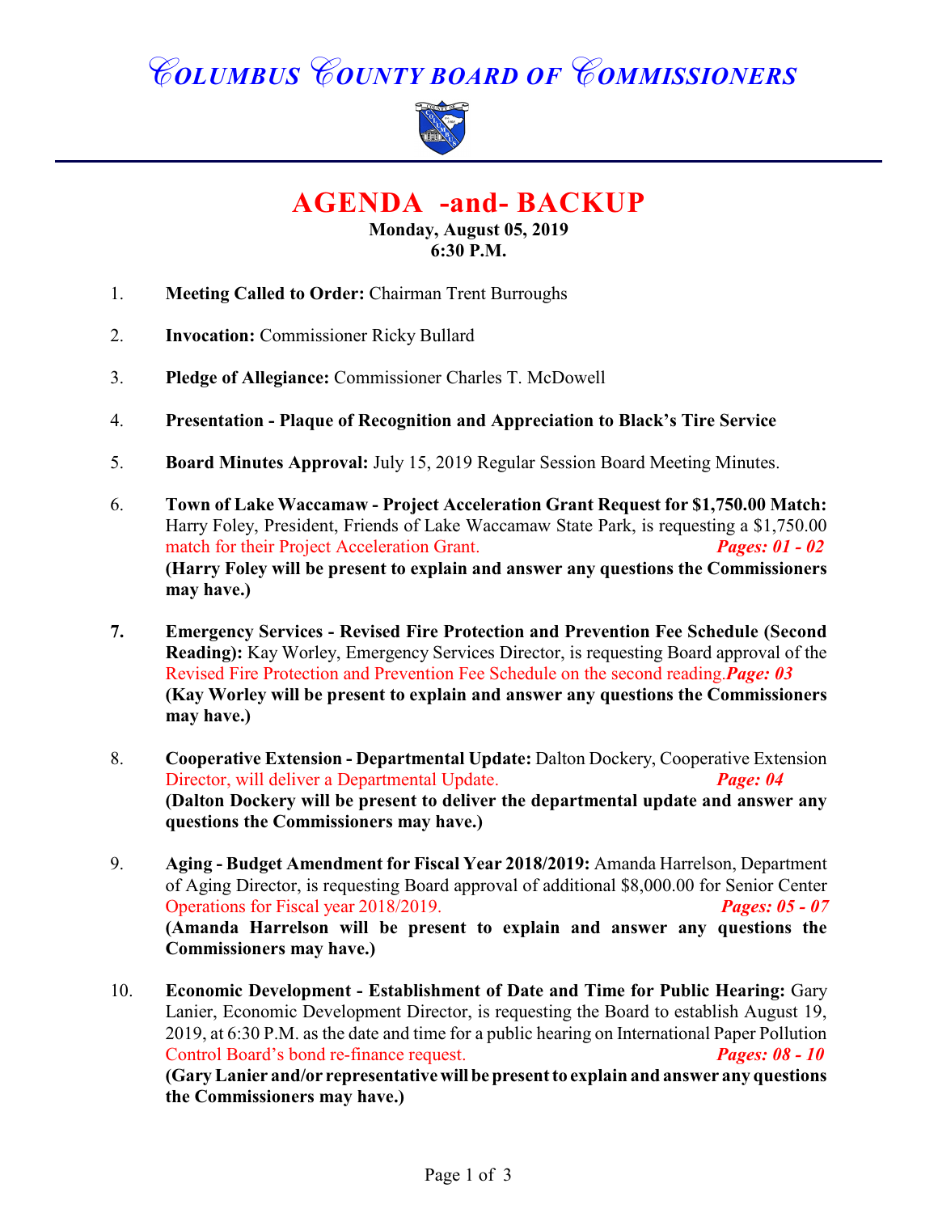# COLUMBUS COUNTY BOARD OF COMMISSIONERS

## AGENDA -and- BACKUP

**Monday, August 05, 2019**
**6:30 P.M.**

1. **Meeting Called to Order:** Chairman Trent Burroughs

2. **Invocation:** Commissioner Ricky Bullard

3. **Pledge of Allegiance:** Commissioner Charles T. McDowell

4. **Presentation - Plaque of Recognition and Appreciation to Black's Tire Service**

5. **Board Minutes Approval:** July 15, 2019 Regular Session Board Meeting Minutes.

6. **Town of Lake Waccamaw - Project Acceleration Grant Request for $1,750.00 Match:** Harry Foley, President, Friends of Lake Waccamaw State Park, is requesting a $1,750.00 match for their Project Acceleration Grant. ***Pages: 01 - 02***
   **(Harry Foley will be present to explain and answer any questions the Commissioners may have.)**

7. **Emergency Services - Revised Fire Protection and Prevention Fee Schedule (Second Reading):** Kay Worley, Emergency Services Director, is requesting Board approval of the Revised Fire Protection and Prevention Fee Schedule on the second reading. ***Page: 03***
   **(Kay Worley will be present to explain and answer any questions the Commissioners may have.)**

8. **Cooperative Extension - Departmental Update:** Dalton Dockery, Cooperative Extension Director, will deliver a Departmental Update. ***Page: 04***
   **(Dalton Dockery will be present to deliver the departmental update and answer any questions the Commissioners may have.)**

9. **Aging - Budget Amendment for Fiscal Year 2018/2019:** Amanda Harrelson, Department of Aging Director, is requesting Board approval of additional $8,000.00 for Senior Center Operations for Fiscal year 2018/2019. ***Pages: 05 - 07***
   **(Amanda Harrelson will be present to explain and answer any questions the Commissioners may have.)**

10. **Economic Development - Establishment of Date and Time for Public Hearing:** Gary Lanier, Economic Development Director, is requesting the Board to establish August 19, 2019, at 6:30 P.M. as the date and time for a public hearing on International Paper Pollution Control Board's bond re-finance request. ***Pages: 08 - 10***
    **(Gary Lanier and/or representative will be present to explain and answer any questions the Commissioners may have.)**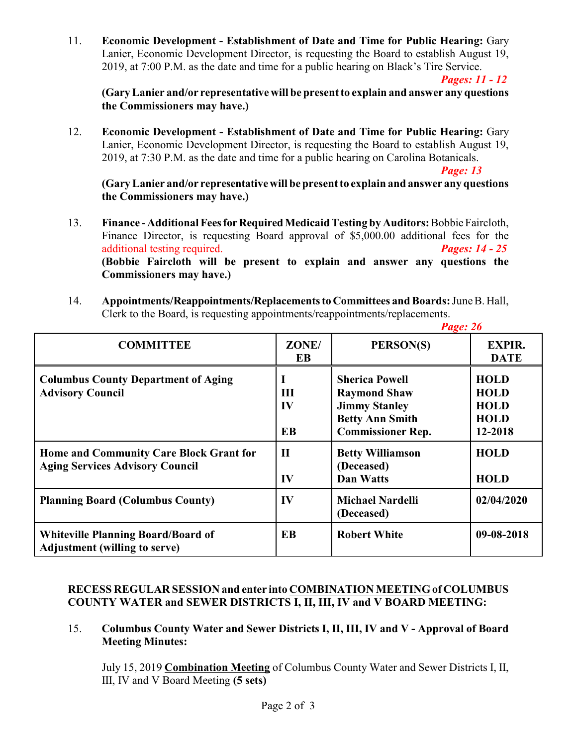11. **Economic Development - Establishment of Date and Time for Public Hearing:** Gary Lanier, Economic Development Director, is requesting the Board to establish August 19, 2019, at 7:00 P.M. as the date and time for a public hearing on Black's Tire Service.
***Pages: 11 - 12***
**(Gary Lanier and/or representative will be present to explain and answer any questions the Commissioners may have.)**

12. **Economic Development - Establishment of Date and Time for Public Hearing:** Gary Lanier, Economic Development Director, is requesting the Board to establish August 19, 2019, at 7:30 P.M. as the date and time for a public hearing on Carolina Botanicals.
***Page: 13***
**(Gary Lanier and/or representative will be present to explain and answer any questions the Commissioners may have.)**

13. **Finance - Additional Fees for Required Medicaid Testing by Auditors:** Bobbie Faircloth, Finance Director, is requesting Board approval of $5,000.00 additional fees for the additional testing required. ***Pages: 14 - 25***
**(Bobbie Faircloth will be present to explain and answer any questions the Commissioners may have.)**

14. **Appointments/Reappointments/Replacements to Committees and Boards:** June B. Hall, Clerk to the Board, is requesting appointments/reappointments/replacements.
***Page: 26***

| COMMITTEE | ZONE/ EB | PERSON(S) | EXPIR. DATE |
|---|---|---|---|
| **Columbus County Department of Aging Advisory Council** | **I**<br>**III**<br>**IV**<br><br>**EB** | **Sherica Powell**<br>**Raymond Shaw**<br>**Jimmy Stanley**<br>**Betty Ann Smith**<br>**Commissioner Rep.** | **HOLD**<br>**HOLD**<br>**HOLD**<br>**HOLD**<br>**12-2018** |
| **Home and Community Care Block Grant for Aging Services Advisory Council** | **II**<br><br>**IV** | **Betty Williamson (Deceased)**<br>**Dan Watts** | **HOLD**<br><br>**HOLD** |
| **Planning Board (Columbus County)** | **IV** | **Michael Nardelli (Deceased)** | **02/04/2020** |
| **Whiteville Planning Board/Board of Adjustment (willing to serve)** | **EB** | **Robert White** | **09-08-2018** |

**RECESS REGULAR SESSION and enter into COMBINATION MEETING of COLUMBUS COUNTY WATER and SEWER DISTRICTS I, II, III, IV and V BOARD MEETING:**

15. **Columbus County Water and Sewer Districts I, II, III, IV and V - Approval of Board Meeting Minutes:**

July 15, 2019 **Combination Meeting** of Columbus County Water and Sewer Districts I, II, III, IV and V Board Meeting **(5 sets)**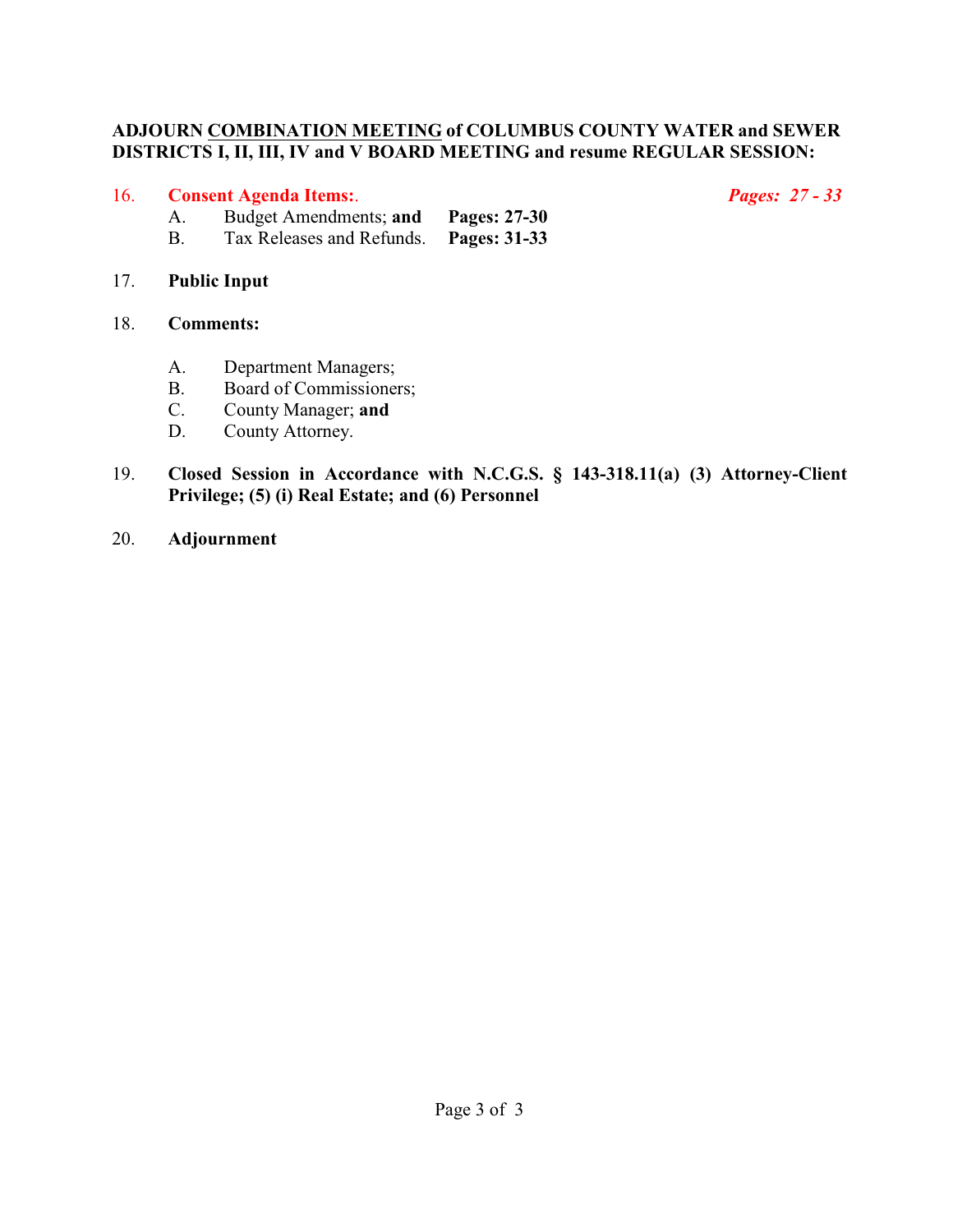**ADJOURN COMBINATION MEETING of COLUMBUS COUNTY WATER and SEWER DISTRICTS I, II, III, IV and V BOARD MEETING and resume REGULAR SESSION:**

16. **Consent Agenda Items:**. *Pages: 27 - 33*
    - A. Budget Amendments; **and** **Pages: 27-30**
    - B. Tax Releases and Refunds. **Pages: 31-33**

17. **Public Input**

18. **Comments:**
    - A. Department Managers;
    - B. Board of Commissioners;
    - C. County Manager; **and**
    - D. County Attorney.

19. **Closed Session in Accordance with N.C.G.S. § 143-318.11(a) (3) Attorney-Client Privilege; (5) (i) Real Estate; and (6) Personnel**

20. **Adjournment**